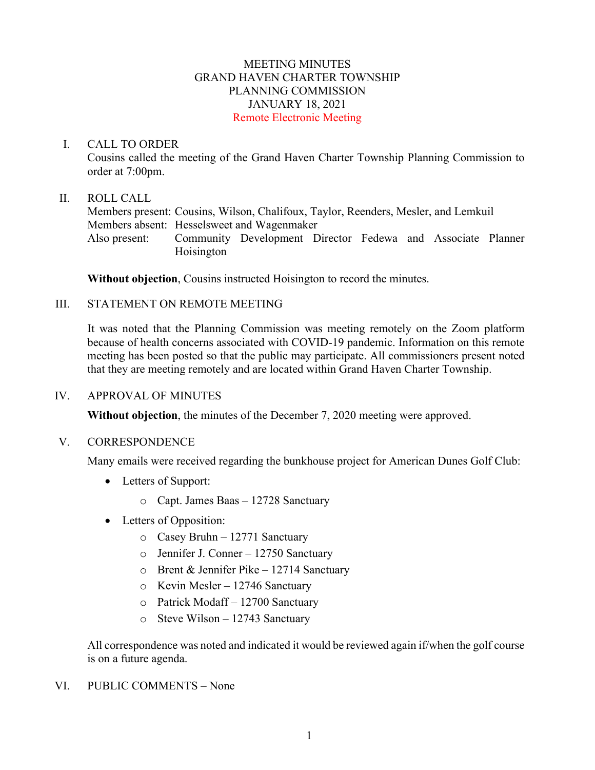# MEETING MINUTES
# GRAND HAVEN CHARTER TOWNSHIP
# PLANNING COMMISSION
# JANUARY 18, 2021
## Remote Electronic Meeting

I. CALL TO ORDER

Cousins called the meeting of the Grand Haven Charter Township Planning Commission to order at 7:00pm.

II. ROLL CALL

Members present: Cousins, Wilson, Chalifoux, Taylor, Reenders, Mesler, and Lemkuil
Members absent: Hesselsweet and Wagenmaker
Also present: Community Development Director Fedewa and Associate Planner Hoisington

**Without objection**, Cousins instructed Hoisington to record the minutes.

III. STATEMENT ON REMOTE MEETING

It was noted that the Planning Commission was meeting remotely on the Zoom platform because of health concerns associated with COVID-19 pandemic. Information on this remote meeting has been posted so that the public may participate. All commissioners present noted that they are meeting remotely and are located within Grand Haven Charter Township.

IV. APPROVAL OF MINUTES

**Without objection**, the minutes of the December 7, 2020 meeting were approved.

V. CORRESPONDENCE

Many emails were received regarding the bunkhouse project for American Dunes Golf Club:

- Letters of Support:
  - Capt. James Baas – 12728 Sanctuary
- Letters of Opposition:
  - Casey Bruhn – 12771 Sanctuary
  - Jennifer J. Conner – 12750 Sanctuary
  - Brent & Jennifer Pike – 12714 Sanctuary
  - Kevin Mesler – 12746 Sanctuary
  - Patrick Modaff – 12700 Sanctuary
  - Steve Wilson – 12743 Sanctuary

All correspondence was noted and indicated it would be reviewed again if/when the golf course is on a future agenda.

VI. PUBLIC COMMENTS – None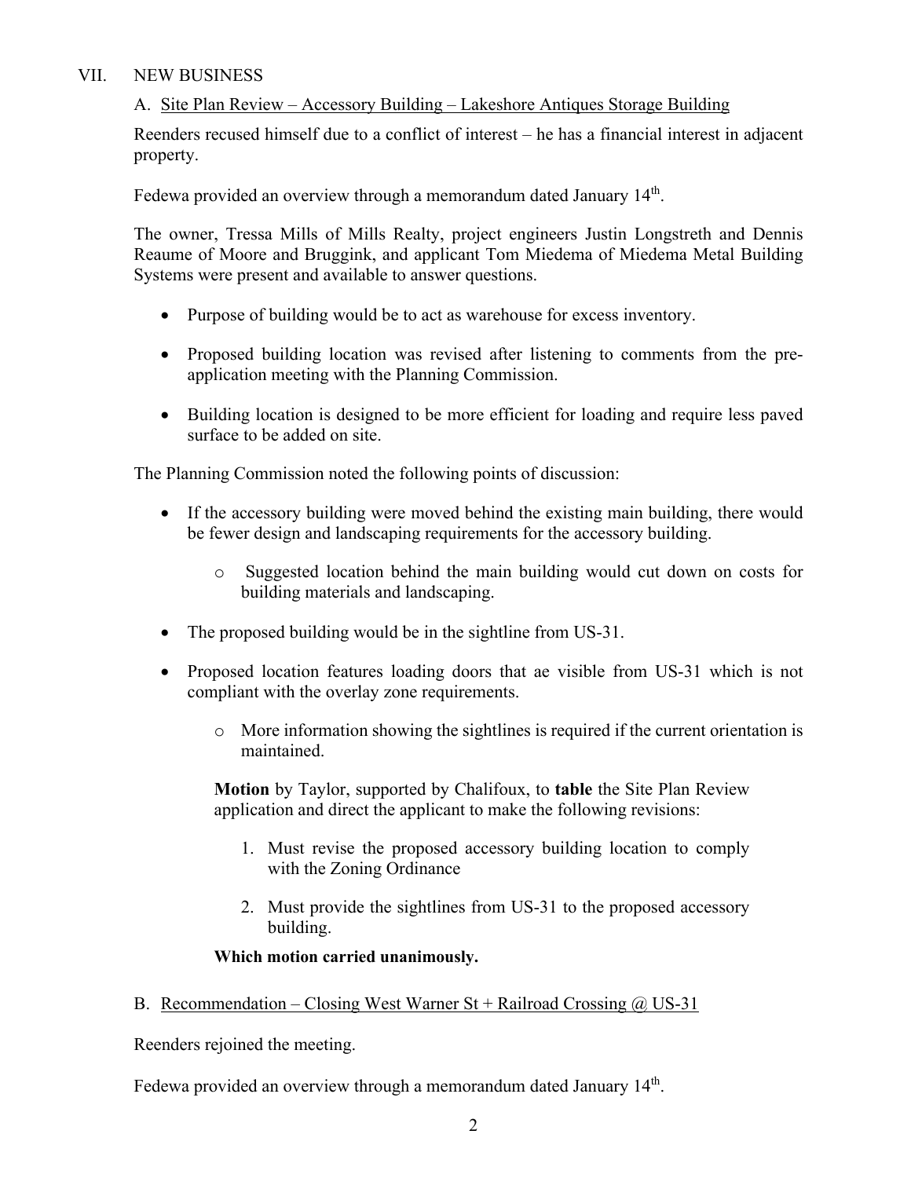## VII. NEW BUSINESS

### A. Site Plan Review – Accessory Building – Lakeshore Antiques Storage Building

Reenders recused himself due to a conflict of interest – he has a financial interest in adjacent property.

Fedewa provided an overview through a memorandum dated January 14th.

The owner, Tressa Mills of Mills Realty, project engineers Justin Longstreth and Dennis Reaume of Moore and Bruggink, and applicant Tom Miedema of Miedema Metal Building Systems were present and available to answer questions.

- Purpose of building would be to act as warehouse for excess inventory.
- Proposed building location was revised after listening to comments from the pre-application meeting with the Planning Commission.
- Building location is designed to be more efficient for loading and require less paved surface to be added on site.

The Planning Commission noted the following points of discussion:

- If the accessory building were moved behind the existing main building, there would be fewer design and landscaping requirements for the accessory building.
  - Suggested location behind the main building would cut down on costs for building materials and landscaping.
- The proposed building would be in the sightline from US-31.
- Proposed location features loading doors that ae visible from US-31 which is not compliant with the overlay zone requirements.
  - More information showing the sightlines is required if the current orientation is maintained.

**Motion** by Taylor, supported by Chalifoux, to **table** the Site Plan Review application and direct the applicant to make the following revisions:

1. Must revise the proposed accessory building location to comply with the Zoning Ordinance
2. Must provide the sightlines from US-31 to the proposed accessory building.

**Which motion carried unanimously.**

### B. Recommendation – Closing West Warner St + Railroad Crossing @ US-31

Reenders rejoined the meeting.

Fedewa provided an overview through a memorandum dated January 14th.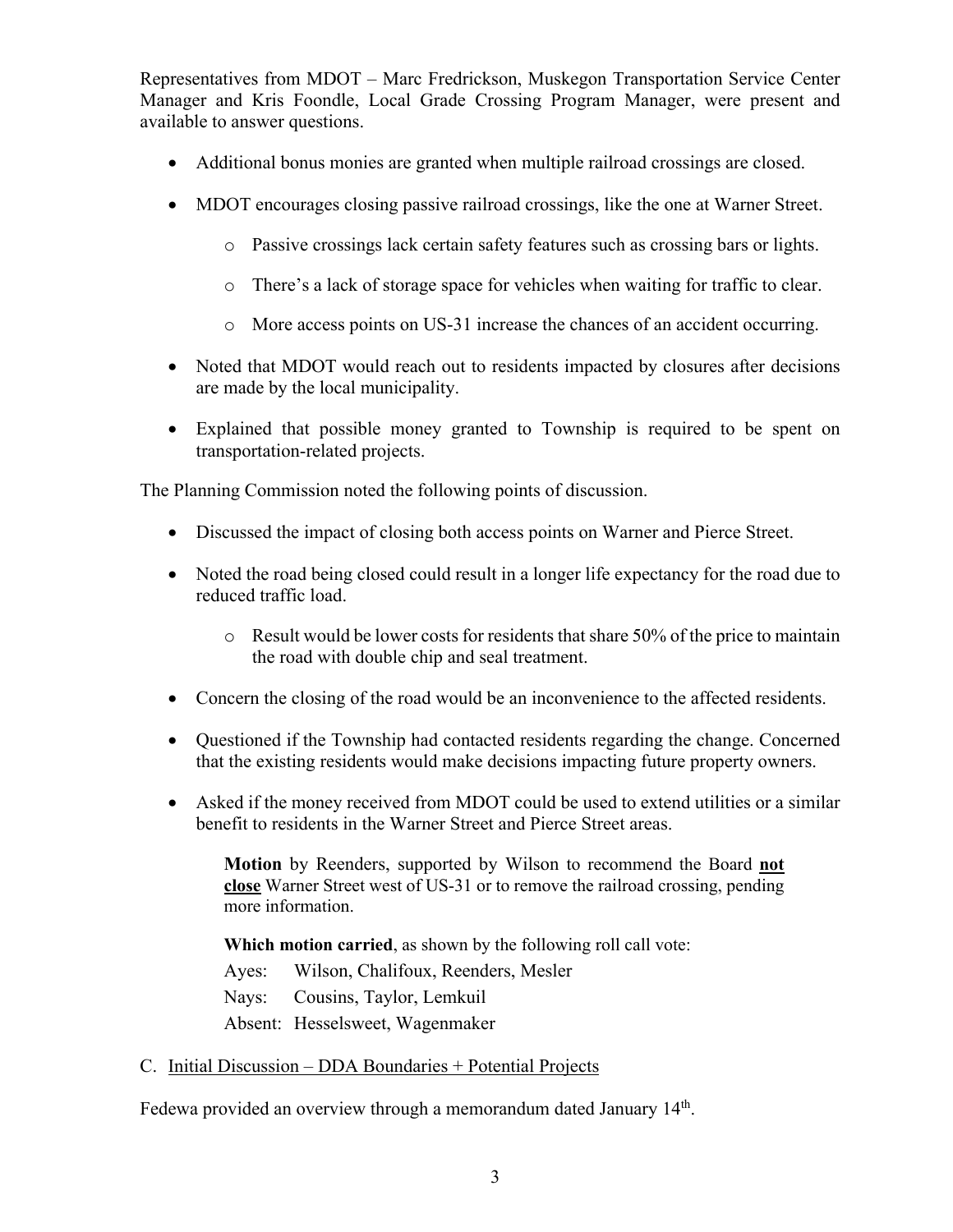Representatives from MDOT – Marc Fredrickson, Muskegon Transportation Service Center Manager and Kris Foondle, Local Grade Crossing Program Manager, were present and available to answer questions.

- Additional bonus monies are granted when multiple railroad crossings are closed.
- MDOT encourages closing passive railroad crossings, like the one at Warner Street.
    - Passive crossings lack certain safety features such as crossing bars or lights.
    - There's a lack of storage space for vehicles when waiting for traffic to clear.
    - More access points on US-31 increase the chances of an accident occurring.
- Noted that MDOT would reach out to residents impacted by closures after decisions are made by the local municipality.
- Explained that possible money granted to Township is required to be spent on transportation-related projects.

The Planning Commission noted the following points of discussion.

- Discussed the impact of closing both access points on Warner and Pierce Street.
- Noted the road being closed could result in a longer life expectancy for the road due to reduced traffic load.
    - Result would be lower costs for residents that share 50% of the price to maintain the road with double chip and seal treatment.
- Concern the closing of the road would be an inconvenience to the affected residents.
- Questioned if the Township had contacted residents regarding the change. Concerned that the existing residents would make decisions impacting future property owners.
- Asked if the money received from MDOT could be used to extend utilities or a similar benefit to residents in the Warner Street and Pierce Street areas.

> **Motion** by Reenders, supported by Wilson to recommend the Board **not close** Warner Street west of US-31 or to remove the railroad crossing, pending more information.
>
> **Which motion carried**, as shown by the following roll call vote:
>
> Ayes: Wilson, Chalifoux, Reenders, Mesler
>
> Nays: Cousins, Taylor, Lemkuil
>
> Absent: Hesselsweet, Wagenmaker

C. Initial Discussion – DDA Boundaries + Potential Projects

Fedewa provided an overview through a memorandum dated January 14th.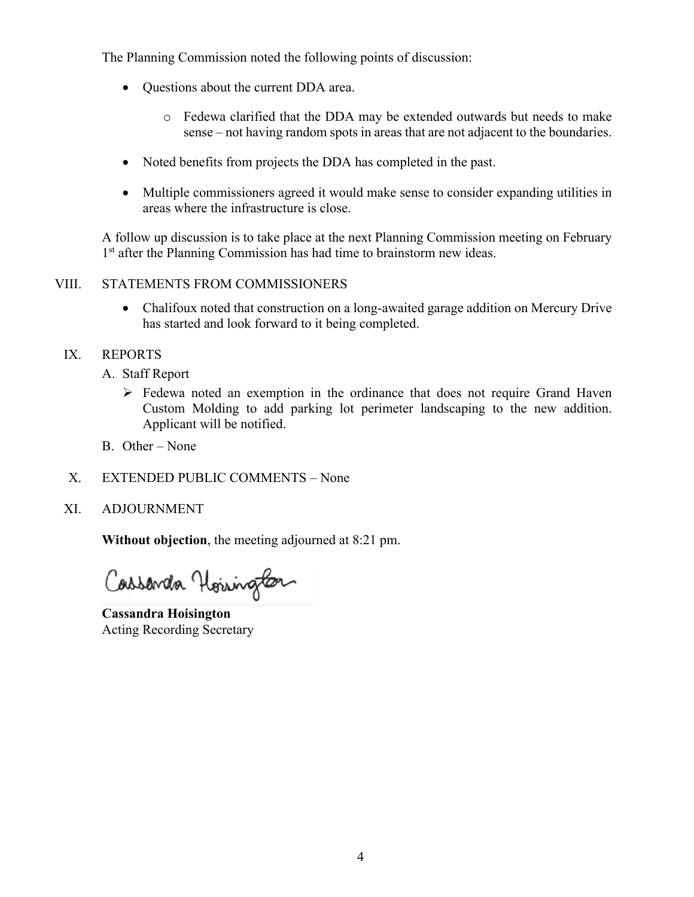The Planning Commission noted the following points of discussion:

- Questions about the current DDA area.
  - Fedewa clarified that the DDA may be extended outwards but needs to make sense – not having random spots in areas that are not adjacent to the boundaries.
- Noted benefits from projects the DDA has completed in the past.
- Multiple commissioners agreed it would make sense to consider expanding utilities in areas where the infrastructure is close.

A follow up discussion is to take place at the next Planning Commission meeting on February 1st after the Planning Commission has had time to brainstorm new ideas.

VIII. STATEMENTS FROM COMMISSIONERS

- Chalifoux noted that construction on a long-awaited garage addition on Mercury Drive has started and look forward to it being completed.

IX. REPORTS

A. Staff Report

- Fedewa noted an exemption in the ordinance that does not require Grand Haven Custom Molding to add parking lot perimeter landscaping to the new addition. Applicant will be notified.

B. Other – None

X. EXTENDED PUBLIC COMMENTS – None

XI. ADJOURNMENT

**Without objection**, the meeting adjourned at 8:21 pm.

Cassandra Hoisington

**Cassandra Hoisington**
Acting Recording Secretary